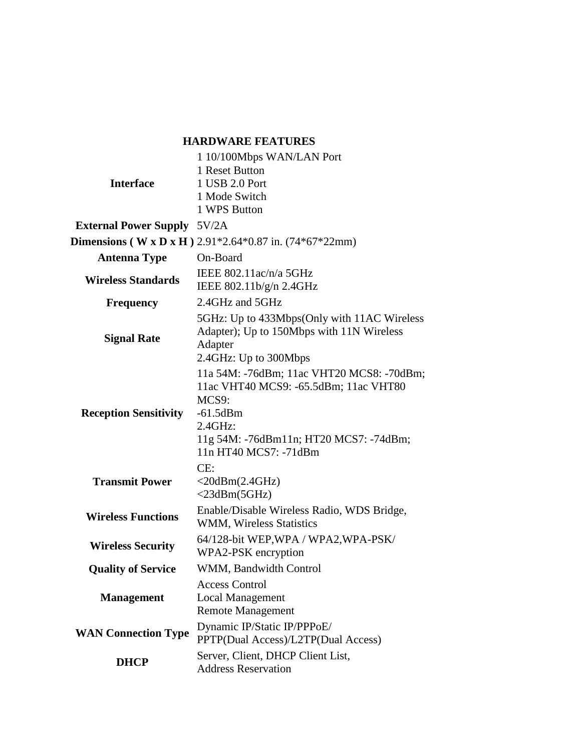## HARDWARE FEATURES

| | |
|---|---|
| **Interface** | 1 10/100Mbps WAN/LAN Port<br>1 Reset Button<br>1 USB 2.0 Port<br>1 Mode Switch<br>1 WPS Button |
| **External Power Supply** | 5V/2A |
| **Dimensions ( W x D x H )** | 2.91*2.64*0.87 in. (74*67*22mm) |
| **Antenna Type** | On-Board |
| **Wireless Standards** | IEEE 802.11ac/n/a 5GHz<br>IEEE 802.11b/g/n 2.4GHz |
| **Frequency** | 2.4GHz and 5GHz |
| **Signal Rate** | 5GHz: Up to 433Mbps(Only with 11AC Wireless Adapter); Up to 150Mbps with 11N Wireless Adapter<br>2.4GHz: Up to 300Mbps |
| **Reception Sensitivity** | 11a 54M: -76dBm; 11ac VHT20 MCS8: -70dBm; 11ac VHT40 MCS9: -65.5dBm; 11ac VHT80 MCS9:<br>-61.5dBm<br>2.4GHz:<br>11g 54M: -76dBm11n; HT20 MCS7: -74dBm; 11n HT40 MCS7: -71dBm |
| **Transmit Power** | CE:<br><20dBm(2.4GHz)<br><23dBm(5GHz) |
| **Wireless Functions** | Enable/Disable Wireless Radio, WDS Bridge, WMM, Wireless Statistics |
| **Wireless Security** | 64/128-bit WEP,WPA / WPA2,WPA-PSK/ WPA2-PSK encryption |
| **Quality of Service** | WMM, Bandwidth Control |
| **Management** | Access Control<br>Local Management<br>Remote Management |
| **WAN Connection Type** | Dynamic IP/Static IP/PPPoE/ PPTP(Dual Access)/L2TP(Dual Access) |
| **DHCP** | Server, Client, DHCP Client List, Address Reservation |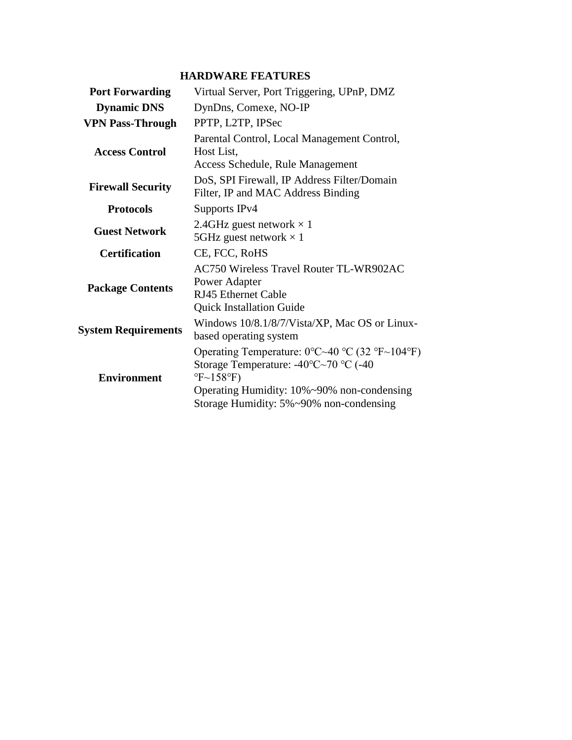**HARDWARE FEATURES**

| | |
|---|---|
| **Port Forwarding** | Virtual Server, Port Triggering, UPnP, DMZ |
| **Dynamic DNS** | DynDns, Comexe, NO-IP |
| **VPN Pass-Through** | PPTP, L2TP, IPSec |
| **Access Control** | Parental Control, Local Management Control, Host List, Access Schedule, Rule Management |
| **Firewall Security** | DoS, SPI Firewall, IP Address Filter/Domain Filter, IP and MAC Address Binding |
| **Protocols** | Supports IPv4 |
| **Guest Network** | 2.4GHz guest network × 1<br>5GHz guest network × 1 |
| **Certification** | CE, FCC, RoHS |
| **Package Contents** | AC750 Wireless Travel Router TL-WR902AC<br>Power Adapter<br>RJ45 Ethernet Cable<br>Quick Installation Guide |
| **System Requirements** | Windows 10/8.1/8/7/Vista/XP, Mac OS or Linux-based operating system |
| **Environment** | Operating Temperature: 0℃~40 ℃ (32 ℉~104℉)<br>Storage Temperature: -40℃~70 ℃ (-40 ℉~158℉)<br>Operating Humidity: 10%~90% non-condensing<br>Storage Humidity: 5%~90% non-condensing |